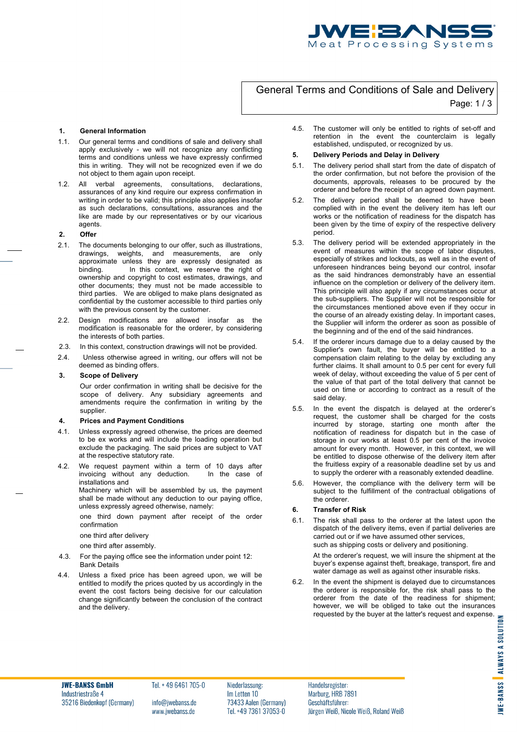# General Terms and Conditions of Sale and Delivery

## 1. General Information

1.1. Our general terms and conditions of sale and delivery shall apply exclusively - we will not recognize any conflicting terms and conditions unless we have expressly confirmed this in writing. They will not be recognized even if we do not object to them again upon receipt.

1.2. All verbal agreements, consultations, declarations, assurances of any kind require our express confirmation in writing in order to be valid; this principle also applies insofar as such declarations, consultations, assurances and the like are made by our representatives or by our vicarious agents.

## 2. Offer

2.1. The documents belonging to our offer, such as illustrations, drawings, weights, and measurements, are only approximate unless they are expressly designated as binding. In this context, we reserve the right of ownership and copyright to cost estimates, drawings, and other documents; they must not be made accessible to third parties. We are obliged to make plans designated as confidential by the customer accessible to third parties only with the previous consent by the customer.

2.2. Design modifications are allowed insofar as the modification is reasonable for the orderer, by considering the interests of both parties.

2.3. In this context, construction drawings will not be provided.

2.4. Unless otherwise agreed in writing, our offers will not be deemed as binding offers.

## 3. Scope of Delivery

Our order confirmation in writing shall be decisive for the scope of delivery. Any subsidiary agreements and amendments require the confirmation in writing by the supplier.

## 4. Prices and Payment Conditions

4.1. Unless expressly agreed otherwise, the prices are deemed to be ex works and will include the loading operation but exclude the packaging. The said prices are subject to VAT at the respective statutory rate.

4.2. We request payment within a term of 10 days after invoicing without any deduction. In the case of installations and
Machinery which will be assembled by us, the payment shall be made without any deduction to our paying office, unless expressly agreed otherwise, namely:

one third down payment after receipt of the order confirmation

one third after delivery

one third after assembly.

4.3. For the paying office see the information under point 12: Bank Details

4.4. Unless a fixed price has been agreed upon, we will be entitled to modify the prices quoted by us accordingly in the event the cost factors being decisive for our calculation change significantly between the conclusion of the contract and the delivery.

4.5. The customer will only be entitled to rights of set-off and retention in the event the counterclaim is legally established, undisputed, or recognized by us.

## 5. Delivery Periods and Delay in Delivery

5.1. The delivery period shall start from the date of dispatch of the order confirmation, but not before the provision of the documents, approvals, releases to be procured by the orderer and before the receipt of an agreed down payment.

5.2. The delivery period shall be deemed to have been complied with in the event the delivery item has left our works or the notification of readiness for the dispatch has been given by the time of expiry of the respective delivery period.

5.3. The delivery period will be extended appropriately in the event of measures within the scope of labor disputes, especially of strikes and lockouts, as well as in the event of unforeseen hindrances being beyond our control, insofar as the said hindrances demonstrably have an essential influence on the completion or delivery of the delivery item. This principle will also apply if any circumstances occur at the sub-suppliers. The Supplier will not be responsible for the circumstances mentioned above even if they occur in the course of an already existing delay. In important cases, the Supplier will inform the orderer as soon as possible of the beginning and of the end of the said hindrances.

5.4. If the orderer incurs damage due to a delay caused by the Supplier's own fault, the buyer will be entitled to a compensation claim relating to the delay by excluding any further claims. It shall amount to 0.5 per cent for every full week of delay, without exceeding the value of 5 per cent of the value of that part of the total delivery that cannot be used on time or according to contract as a result of the said delay.

5.5. In the event the dispatch is delayed at the orderer's request, the customer shall be charged for the costs incurred by storage, starting one month after the notification of readiness for dispatch but in the case of storage in our works at least 0.5 per cent of the invoice amount for every month. However, in this context, we will be entitled to dispose otherwise of the delivery item after the fruitless expiry of a reasonable deadline set by us and to supply the orderer with a reasonably extended deadline.

5.6. However, the compliance with the delivery term will be subject to the fulfillment of the contractual obligations of the orderer.

## 6. Transfer of Risk

6.1. The risk shall pass to the orderer at the latest upon the dispatch of the delivery items, even if partial deliveries are carried out or if we have assumed other services,
such as shipping costs or delivery and positioning.

At the orderer's request, we will insure the shipment at the buyer's expense against theft, breakage, transport, fire and water damage as well as against other insurable risks.

6.2. In the event the shipment is delayed due to circumstances the orderer is responsible for, the risk shall pass to the orderer from the date of the readiness for shipment; however, we will be obliged to take out the insurances requested by the buyer at the latter's request and expense.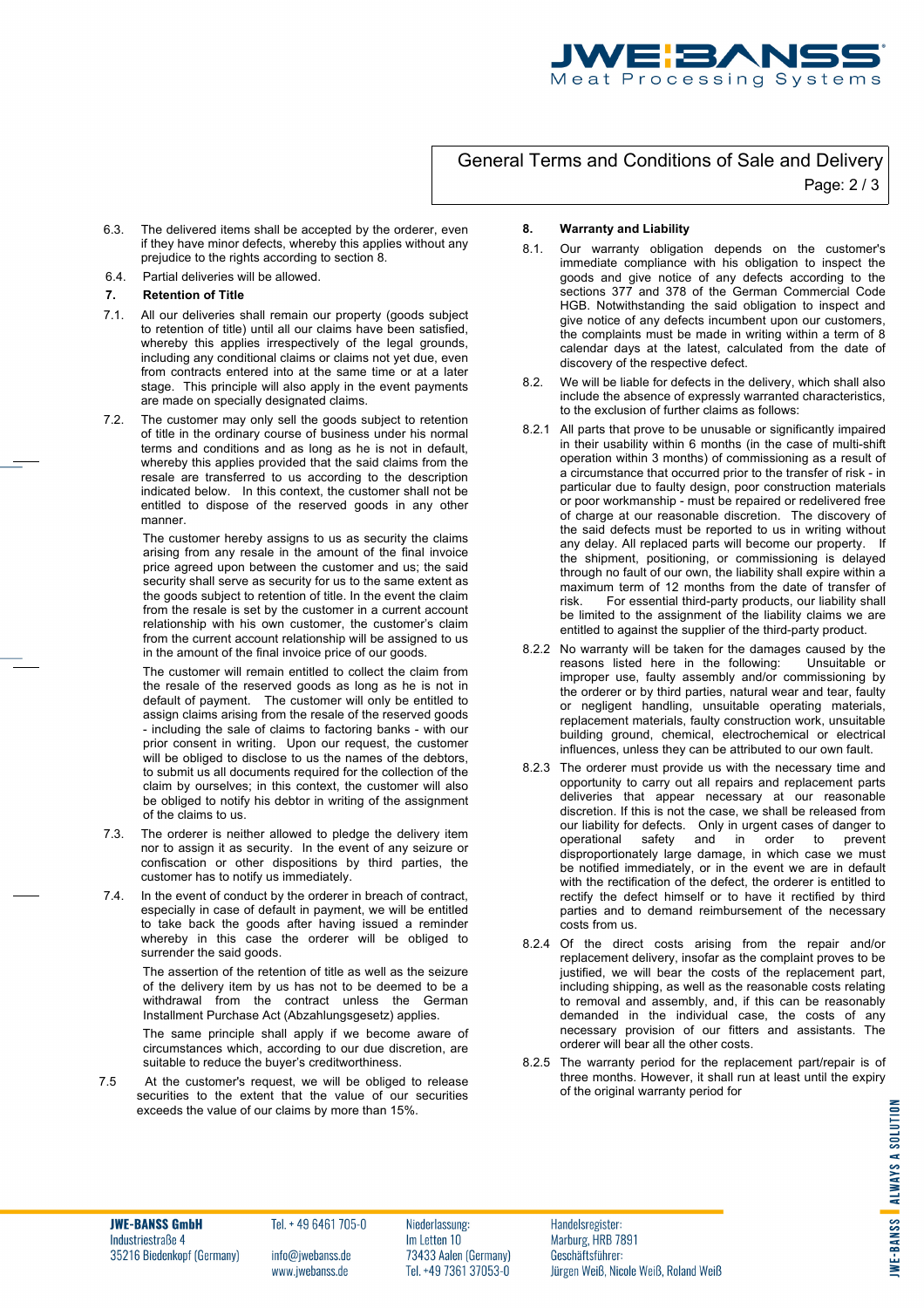6.3. The delivered items shall be accepted by the orderer, even if they have minor defects, whereby this applies without any prejudice to the rights according to section 8.

6.4. Partial deliveries will be allowed.

## 7. Retention of Title

7.1. All our deliveries shall remain our property (goods subject to retention of title) until all our claims have been satisfied, whereby this applies irrespectively of the legal grounds, including any conditional claims or claims not yet due, even from contracts entered into at the same time or at a later stage. This principle will also apply in the event payments are made on specially designated claims.

7.2. The customer may only sell the goods subject to retention of title in the ordinary course of business under his normal terms and conditions and as long as he is not in default, whereby this applies provided that the said claims from the resale are transferred to us according to the description indicated below. In this context, the customer shall not be entitled to dispose of the reserved goods in any other manner.

The customer hereby assigns to us as security the claims arising from any resale in the amount of the final invoice price agreed upon between the customer and us; the said security shall serve as security for us to the same extent as the goods subject to retention of title. In the event the claim from the resale is set by the customer in a current account relationship with his own customer, the customer's claim from the current account relationship will be assigned to us in the amount of the final invoice price of our goods.

The customer will remain entitled to collect the claim from the resale of the reserved goods as long as he is not in default of payment. The customer will only be entitled to assign claims arising from the resale of the reserved goods - including the sale of claims to factoring banks - with our prior consent in writing. Upon our request, the customer will be obliged to disclose to us the names of the debtors, to submit us all documents required for the collection of the claim by ourselves; in this context, the customer will also be obliged to notify his debtor in writing of the assignment of the claims to us.

7.3. The orderer is neither allowed to pledge the delivery item nor to assign it as security. In the event of any seizure or confiscation or other dispositions by third parties, the customer has to notify us immediately.

7.4. In the event of conduct by the orderer in breach of contract, especially in case of default in payment, we will be entitled to take back the goods after having issued a reminder whereby in this case the orderer will be obliged to surrender the said goods.

The assertion of the retention of title as well as the seizure of the delivery item by us has not to be deemed to be a withdrawal from the contract unless the German Installment Purchase Act (Abzahlungsgesetz) applies.

The same principle shall apply if we become aware of circumstances which, according to our due discretion, are suitable to reduce the buyer's creditworthiness.

7.5 At the customer's request, we will be obliged to release securities to the extent that the value of our securities exceeds the value of our claims by more than 15%.

## 8. Warranty and Liability

8.1. Our warranty obligation depends on the customer's immediate compliance with his obligation to inspect the goods and give notice of any defects according to the sections 377 and 378 of the German Commercial Code HGB. Notwithstanding the said obligation to inspect and give notice of any defects incumbent upon our customers, the complaints must be made in writing within a term of 8 calendar days at the latest, calculated from the date of discovery of the respective defect.

8.2. We will be liable for defects in the delivery, which shall also include the absence of expressly warranted characteristics, to the exclusion of further claims as follows:

8.2.1 All parts that prove to be unusable or significantly impaired in their usability within 6 months (in the case of multi-shift operation within 3 months) of commissioning as a result of a circumstance that occurred prior to the transfer of risk - in particular due to faulty design, poor construction materials or poor workmanship - must be repaired or redelivered free of charge at our reasonable discretion. The discovery of the said defects must be reported to us in writing without any delay. All replaced parts will become our property. If the shipment, positioning, or commissioning is delayed through no fault of our own, the liability shall expire within a maximum term of 12 months from the date of transfer of risk. For essential third-party products, our liability shall be limited to the assignment of the liability claims we are entitled to against the supplier of the third-party product.

8.2.2 No warranty will be taken for the damages caused by the reasons listed here in the following: Unsuitable or improper use, faulty assembly and/or commissioning by the orderer or by third parties, natural wear and tear, faulty or negligent handling, unsuitable operating materials, replacement materials, faulty construction work, unsuitable building ground, chemical, electrochemical or electrical influences, unless they can be attributed to our own fault.

8.2.3 The orderer must provide us with the necessary time and opportunity to carry out all repairs and replacement parts deliveries that appear necessary at our reasonable discretion. If this is not the case, we shall be released from our liability for defects. Only in urgent cases of danger to operational safety and in order to prevent disproportionately large damage, in which case we must be notified immediately, or in the event we are in default with the rectification of the defect, the orderer is entitled to rectify the defect himself or to have it rectified by third parties and to demand reimbursement of the necessary costs from us.

8.2.4 Of the direct costs arising from the repair and/or replacement delivery, insofar as the complaint proves to be justified, we will bear the costs of the replacement part, including shipping, as well as the reasonable costs relating to removal and assembly, and, if this can be reasonably demanded in the individual case, the costs of any necessary provision of our fitters and assistants. The orderer will bear all the other costs.

8.2.5 The warranty period for the replacement part/repair is of three months. However, it shall run at least until the expiry of the original warranty period for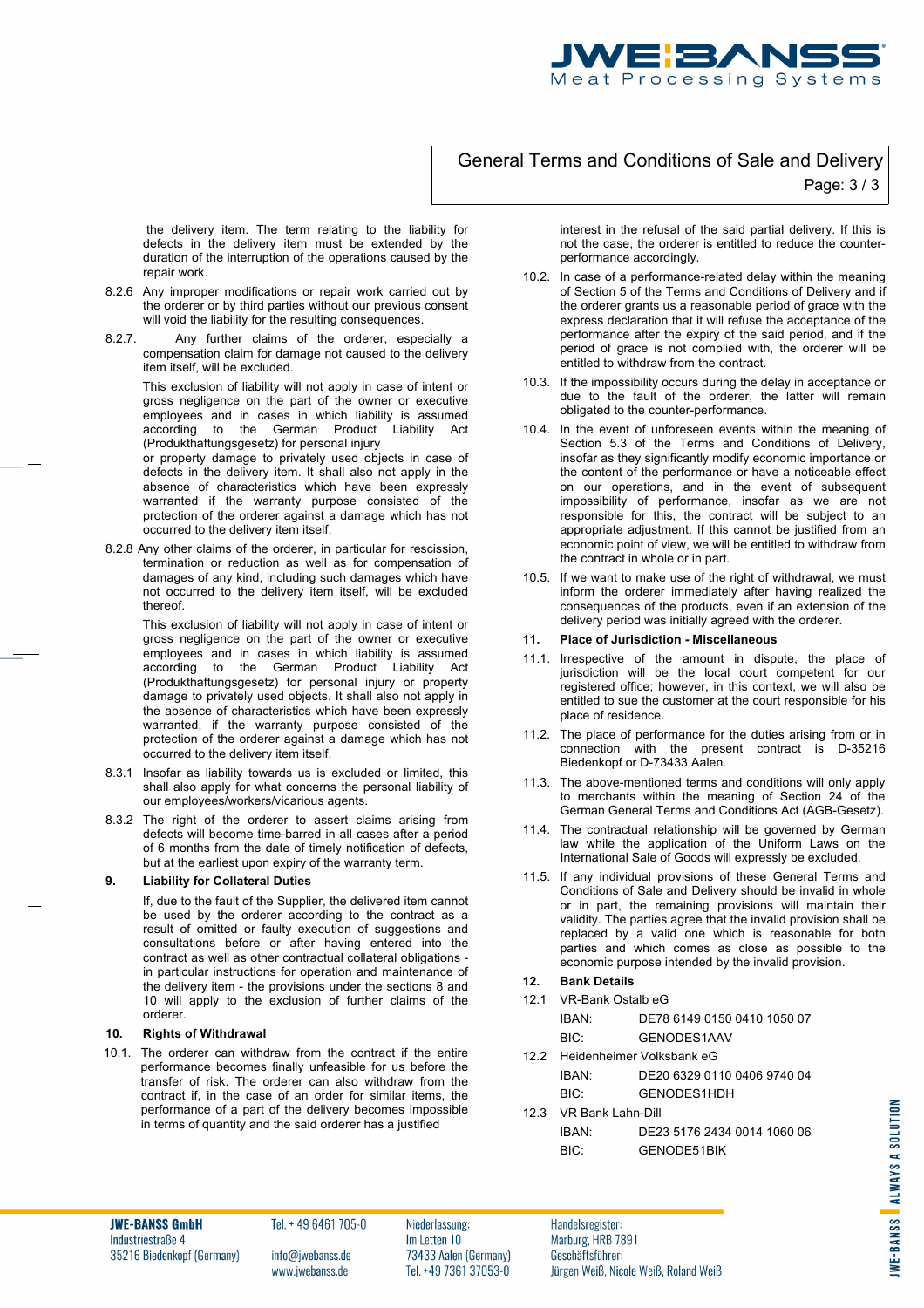the delivery item. The term relating to the liability for defects in the delivery item must be extended by the duration of the interruption of the operations caused by the repair work.

8.2.6 Any improper modifications or repair work carried out by the orderer or by third parties without our previous consent will void the liability for the resulting consequences.

8.2.7. Any further claims of the orderer, especially a compensation claim for damage not caused to the delivery item itself, will be excluded.

This exclusion of liability will not apply in case of intent or gross negligence on the part of the owner or executive employees and in cases in which liability is assumed according to the German Product Liability Act (Produkthaftungsgesetz) for personal injury or property damage to privately used objects in case of defects in the delivery item. It shall also not apply in the absence of characteristics which have been expressly warranted if the warranty purpose consisted of the protection of the orderer against a damage which has not occurred to the delivery item itself.

8.2.8 Any other claims of the orderer, in particular for rescission, termination or reduction as well as for compensation of damages of any kind, including such damages which have not occurred to the delivery item itself, will be excluded thereof.

This exclusion of liability will not apply in case of intent or gross negligence on the part of the owner or executive employees and in cases in which liability is assumed according to the German Product Liability Act (Produkthaftungsgesetz) for personal injury or property damage to privately used objects. It shall also not apply in the absence of characteristics which have been expressly warranted, if the warranty purpose consisted of the protection of the orderer against a damage which has not occurred to the delivery item itself.

8.3.1 Insofar as liability towards us is excluded or limited, this shall also apply for what concerns the personal liability of our employees/workers/vicarious agents.

8.3.2 The right of the orderer to assert claims arising from defects will become time-barred in all cases after a period of 6 months from the date of timely notification of defects, but at the earliest upon expiry of the warranty term.

## 9. Liability for Collateral Duties

If, due to the fault of the Supplier, the delivered item cannot be used by the orderer according to the contract as a result of omitted or faulty execution of suggestions and consultations before or after having entered into the contract as well as other contractual collateral obligations - in particular instructions for operation and maintenance of the delivery item - the provisions under the sections 8 and 10 will apply to the exclusion of further claims of the orderer.

## 10. Rights of Withdrawal

10.1. The orderer can withdraw from the contract if the entire performance becomes finally unfeasible for us before the transfer of risk. The orderer can also withdraw from the contract if, in the case of an order for similar items, the performance of a part of the delivery becomes impossible in terms of quantity and the said orderer has a justified interest in the refusal of the said partial delivery. If this is not the case, the orderer is entitled to reduce the counter-performance accordingly.

10.2. In case of a performance-related delay within the meaning of Section 5 of the Terms and Conditions of Delivery and if the orderer grants us a reasonable period of grace with the express declaration that it will refuse the acceptance of the performance after the expiry of the said period, and if the period of grace is not complied with, the orderer will be entitled to withdraw from the contract.

10.3. If the impossibility occurs during the delay in acceptance or due to the fault of the orderer, the latter will remain obligated to the counter-performance.

10.4. In the event of unforeseen events within the meaning of Section 5.3 of the Terms and Conditions of Delivery, insofar as they significantly modify economic importance or the content of the performance or have a noticeable effect on our operations, and in the event of subsequent impossibility of performance, insofar as we are not responsible for this, the contract will be subject to an appropriate adjustment. If this cannot be justified from an economic point of view, we will be entitled to withdraw from the contract in whole or in part.

10.5. If we want to make use of the right of withdrawal, we must inform the orderer immediately after having realized the consequences of the products, even if an extension of the delivery period was initially agreed with the orderer.

## 11. Place of Jurisdiction - Miscellaneous

11.1. Irrespective of the amount in dispute, the place of jurisdiction will be the local court competent for our registered office; however, in this context, we will also be entitled to sue the customer at the court responsible for his place of residence.

11.2. The place of performance for the duties arising from or in connection with the present contract is D-35216 Biedenkopf or D-73433 Aalen.

11.3. The above-mentioned terms and conditions will only apply to merchants within the meaning of Section 24 of the German General Terms and Conditions Act (AGB-Gesetz).

11.4. The contractual relationship will be governed by German law while the application of the Uniform Laws on the International Sale of Goods will expressly be excluded.

11.5. If any individual provisions of these General Terms and Conditions of Sale and Delivery should be invalid in whole or in part, the remaining provisions will maintain their validity. The parties agree that the invalid provision shall be replaced by a valid one which is reasonable for both parties and which comes as close as possible to the economic purpose intended by the invalid provision.

## 12. Bank Details

12.1 VR-Bank Ostalb eG

IBAN: DE78 6149 0150 0410 1050 07
BIC: GENODES1AAV

12.2 Heidenheimer Volksbank eG

IBAN: DE20 6329 0110 0406 9740 04
BIC: GENODES1HDH

12.3 VR Bank Lahn-Dill

IBAN: DE23 5176 2434 0014 1060 06
BIC: GENODE51BIK